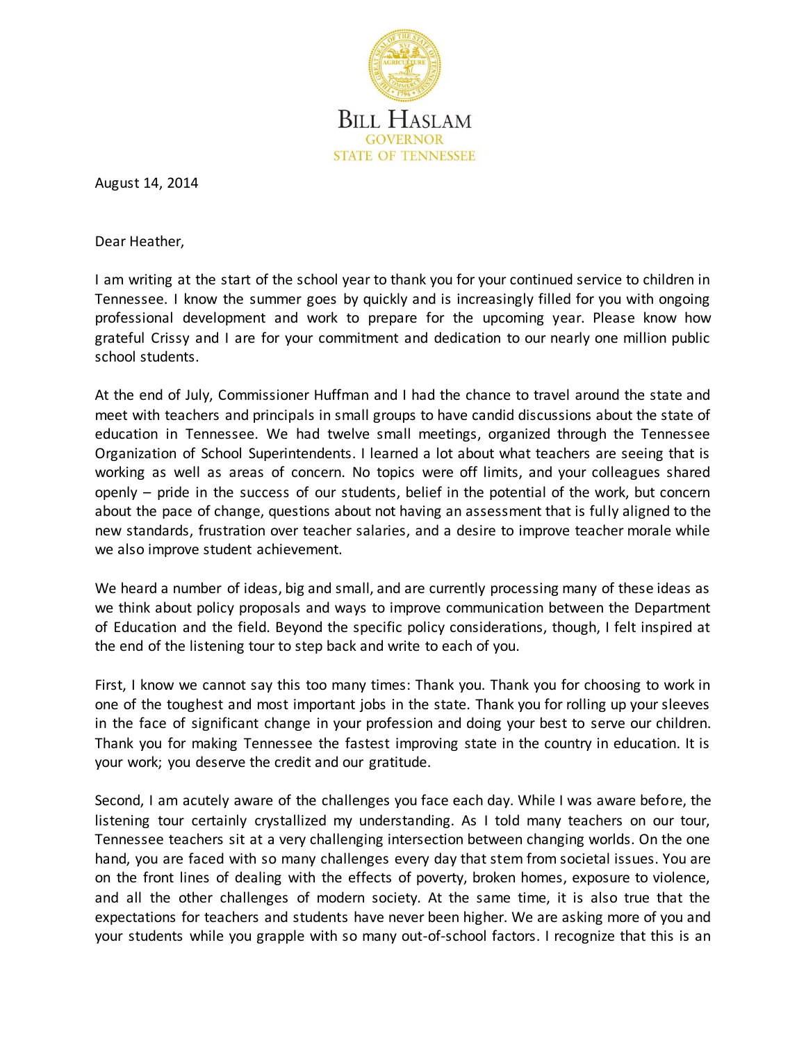**BILL HASLAM**
GOVERNOR
STATE OF TENNESSEE

August 14, 2014

Dear Heather,

I am writing at the start of the school year to thank you for your continued service to children in Tennessee. I know the summer goes by quickly and is increasingly filled for you with ongoing professional development and work to prepare for the upcoming year. Please know how grateful Crissy and I are for your commitment and dedication to our nearly one million public school students.

At the end of July, Commissioner Huffman and I had the chance to travel around the state and meet with teachers and principals in small groups to have candid discussions about the state of education in Tennessee. We had twelve small meetings, organized through the Tennessee Organization of School Superintendents. I learned a lot about what teachers are seeing that is working as well as areas of concern. No topics were off limits, and your colleagues shared openly – pride in the success of our students, belief in the potential of the work, but concern about the pace of change, questions about not having an assessment that is fully aligned to the new standards, frustration over teacher salaries, and a desire to improve teacher morale while we also improve student achievement.

We heard a number of ideas, big and small, and are currently processing many of these ideas as we think about policy proposals and ways to improve communication between the Department of Education and the field. Beyond the specific policy considerations, though, I felt inspired at the end of the listening tour to step back and write to each of you.

First, I know we cannot say this too many times: Thank you. Thank you for choosing to work in one of the toughest and most important jobs in the state. Thank you for rolling up your sleeves in the face of significant change in your profession and doing your best to serve our children. Thank you for making Tennessee the fastest improving state in the country in education. It is your work; you deserve the credit and our gratitude.

Second, I am acutely aware of the challenges you face each day. While I was aware before, the listening tour certainly crystallized my understanding. As I told many teachers on our tour, Tennessee teachers sit at a very challenging intersection between changing worlds. On the one hand, you are faced with so many challenges every day that stem from societal issues. You are on the front lines of dealing with the effects of poverty, broken homes, exposure to violence, and all the other challenges of modern society. At the same time, it is also true that the expectations for teachers and students have never been higher. We are asking more of you and your students while you grapple with so many out-of-school factors. I recognize that this is an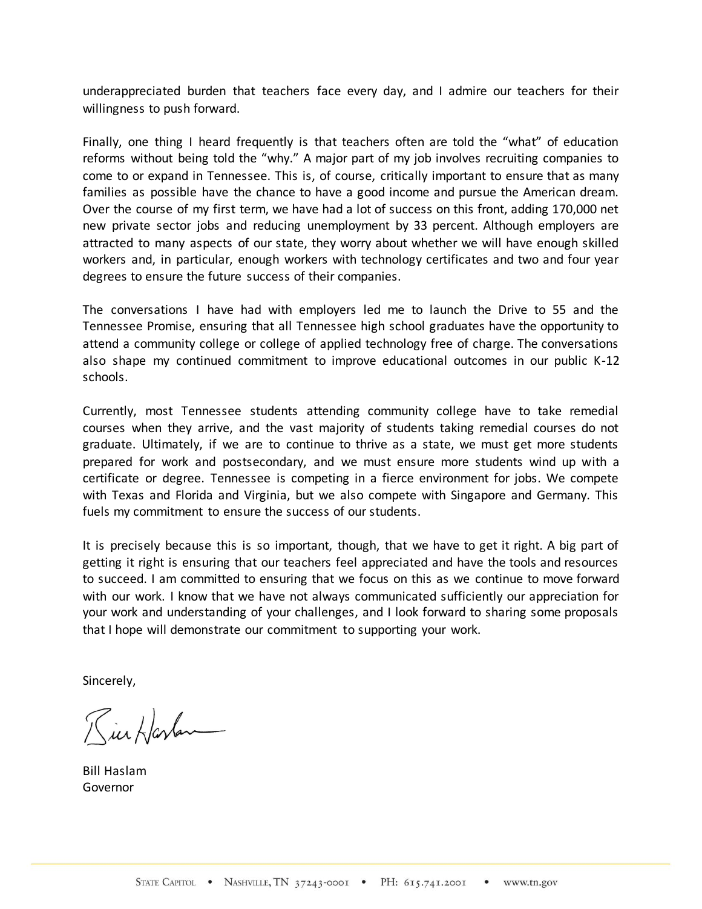underappreciated burden that teachers face every day, and I admire our teachers for their willingness to push forward.

Finally, one thing I heard frequently is that teachers often are told the "what" of education reforms without being told the "why." A major part of my job involves recruiting companies to come to or expand in Tennessee. This is, of course, critically important to ensure that as many families as possible have the chance to have a good income and pursue the American dream. Over the course of my first term, we have had a lot of success on this front, adding 170,000 net new private sector jobs and reducing unemployment by 33 percent. Although employers are attracted to many aspects of our state, they worry about whether we will have enough skilled workers and, in particular, enough workers with technology certificates and two and four year degrees to ensure the future success of their companies.

The conversations I have had with employers led me to launch the Drive to 55 and the Tennessee Promise, ensuring that all Tennessee high school graduates have the opportunity to attend a community college or college of applied technology free of charge. The conversations also shape my continued commitment to improve educational outcomes in our public K-12 schools.

Currently, most Tennessee students attending community college have to take remedial courses when they arrive, and the vast majority of students taking remedial courses do not graduate. Ultimately, if we are to continue to thrive as a state, we must get more students prepared for work and postsecondary, and we must ensure more students wind up with a certificate or degree. Tennessee is competing in a fierce environment for jobs. We compete with Texas and Florida and Virginia, but we also compete with Singapore and Germany. This fuels my commitment to ensure the success of our students.

It is precisely because this is so important, though, that we have to get it right. A big part of getting it right is ensuring that our teachers feel appreciated and have the tools and resources to succeed. I am committed to ensuring that we focus on this as we continue to move forward with our work. I know that we have not always communicated sufficiently our appreciation for your work and understanding of your challenges, and I look forward to sharing some proposals that I hope will demonstrate our commitment to supporting your work.

Sincerely,

Bill Haslam
Governor

State Capitol • Nashville, TN 37243-0001 • PH: 615.741.2001 • www.tn.gov